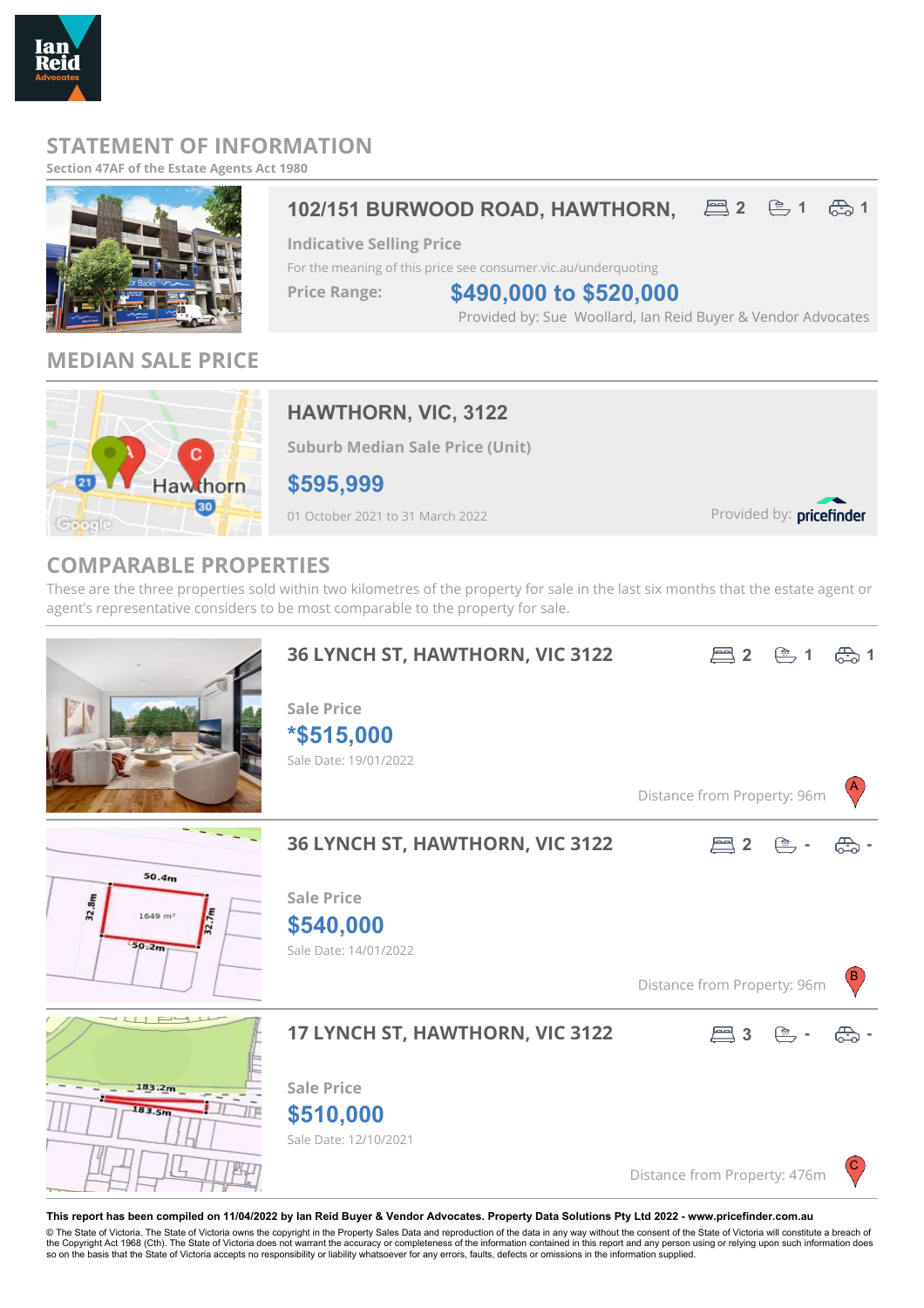# STATEMENT OF INFORMATION

Section 47AF of the Estate Agents Act 1980

## 102/151 BURWOOD ROAD, HAWTHORN,

2 bed | 1 bath | 1 car

**Indicative Selling Price**

For the meaning of this price see consumer.vic.au/underquoting

**Price Range:** $490,000 to $520,000

Provided by: Sue Woollard, Ian Reid Buyer & Vendor Advocates

## MEDIAN SALE PRICE

### HAWTHORN, VIC, 3122

**Suburb Median Sale Price (Unit)**

**$595,999**

01 October 2021 to 31 March 2022

Provided by: pricefinder

## COMPARABLE PROPERTIES

These are the three properties sold within two kilometres of the property for sale in the last six months that the estate agent or agent's representative considers to be most comparable to the property for sale.

### 36 LYNCH ST, HAWTHORN, VIC 3122

2 bed | 1 bath | 1 car

**Sale Price**

**\*$515,000**

Sale Date: 19/01/2022

Distance from Property: 96m (A)

### 36 LYNCH ST, HAWTHORN, VIC 3122

2 bed | - bath | - car

**Sale Price**

**$540,000**

Sale Date: 14/01/2022

Distance from Property: 96m (B)

### 17 LYNCH ST, HAWTHORN, VIC 3122

3 bed | - bath | - car

**Sale Price**

**$510,000**

Sale Date: 12/10/2021

Distance from Property: 476m (C)

**This report has been compiled on 11/04/2022 by Ian Reid Buyer & Vendor Advocates. Property Data Solutions Pty Ltd 2022 - www.pricefinder.com.au**

© The State of Victoria. The State of Victoria owns the copyright in the Property Sales Data and reproduction of the data in any way without the consent of the State of Victoria will constitute a breach of the Copyright Act 1968 (Cth). The State of Victoria does not warrant the accuracy or completeness of the information contained in this report and any person using or relying upon such information does so on the basis that the State of Victoria accepts no responsibility or liability whatsoever for any errors, faults, defects or omissions in the information supplied.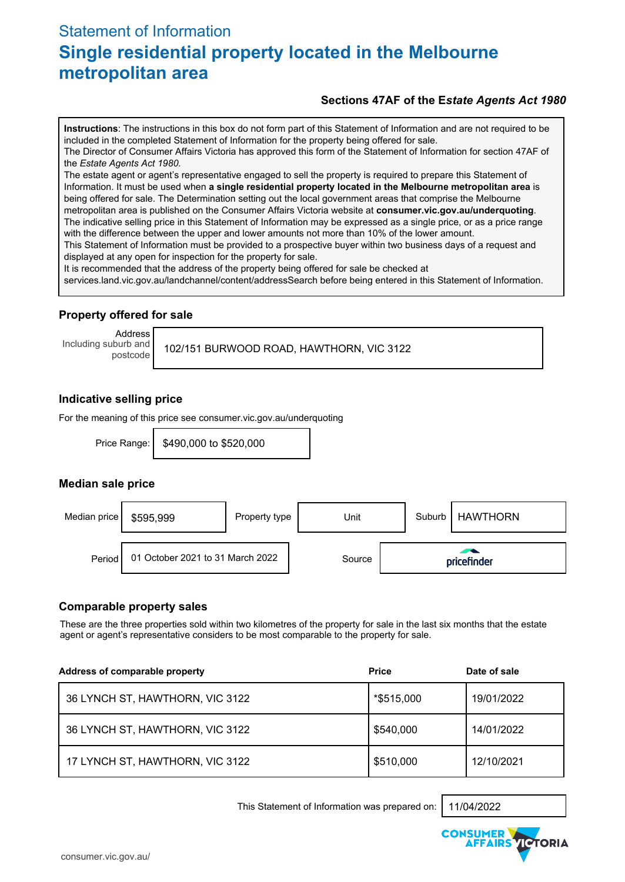# Statement of Information

# Single residential property located in the Melbourne metropolitan area

**Sections 47AF of the E*state Agents Act 1980***

**Instructions**: The instructions in this box do not form part of this Statement of Information and are not required to be included in the completed Statement of Information for the property being offered for sale.
The Director of Consumer Affairs Victoria has approved this form of the Statement of Information for section 47AF of the *Estate Agents Act 1980.*
The estate agent or agent's representative engaged to sell the property is required to prepare this Statement of Information. It must be used when **a single residential property located in the Melbourne metropolitan area** is being offered for sale. The Determination setting out the local government areas that comprise the Melbourne metropolitan area is published on the Consumer Affairs Victoria website at **consumer.vic.gov.au/underquoting**.
The indicative selling price in this Statement of Information may be expressed as a single price, or as a price range with the difference between the upper and lower amounts not more than 10% of the lower amount.
This Statement of Information must be provided to a prospective buyer within two business days of a request and displayed at any open for inspection for the property for sale.
It is recommended that the address of the property being offered for sale be checked at services.land.vic.gov.au/landchannel/content/addressSearch before being entered in this Statement of Information.

## Property offered for sale

| | |
|---|---|
| Address Including suburb and postcode | 102/151 BURWOOD ROAD, HAWTHORN, VIC 3122 |

## Indicative selling price

For the meaning of this price see consumer.vic.gov.au/underquoting

| | |
|---|---|
| Price Range: | $490,000 to $520,000 |

## Median sale price

| | | | | | |
|---|---|---|---|---|---|
| Median price | $595,999 | Property type | Unit | Suburb | HAWTHORN |
| Period | 01 October 2021 to 31 March 2022 | Source | pricefinder | | |

## Comparable property sales

These are the three properties sold within two kilometres of the property for sale in the last six months that the estate agent or agent's representative considers to be most comparable to the property for sale.

| Address of comparable property | Price | Date of sale |
|---|---|---|
| 36 LYNCH ST, HAWTHORN, VIC 3122 | *$515,000 | 19/01/2022 |
| 36 LYNCH ST, HAWTHORN, VIC 3122 | $540,000 | 14/01/2022 |
| 17 LYNCH ST, HAWTHORN, VIC 3122 | $510,000 | 12/10/2021 |

This Statement of Information was prepared on: 11/04/2022